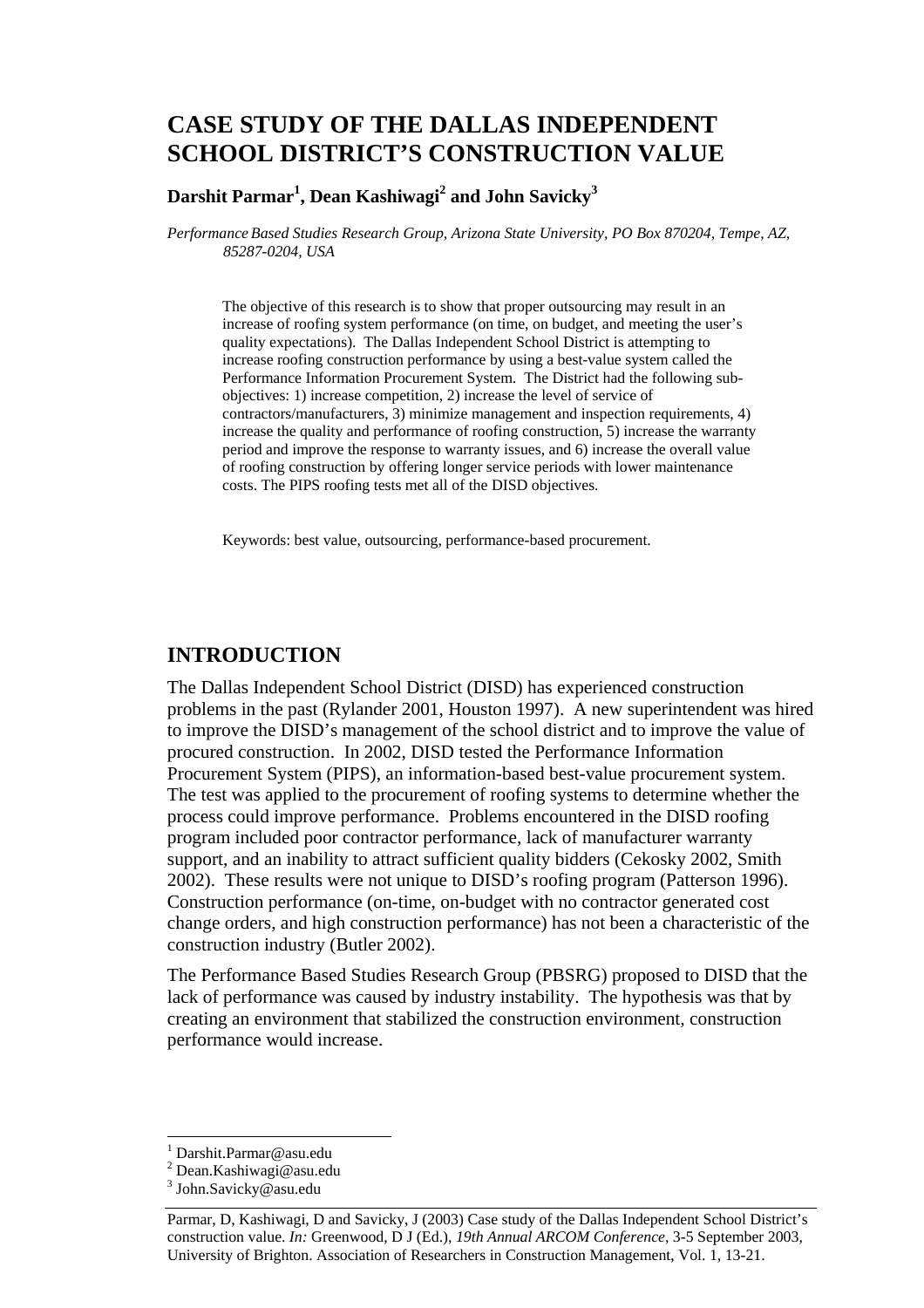# CASE STUDY OF THE DALLAS INDEPENDENT SCHOOL DISTRICT'S CONSTRUCTION VALUE

**Darshit Parmar[1], Dean Kashiwagi[2] and John Savicky[3]**

*Performance Based Studies Research Group, Arizona State University, PO Box 870204, Tempe, AZ, 85287-0204, USA*

The objective of this research is to show that proper outsourcing may result in an increase of roofing system performance (on time, on budget, and meeting the user's quality expectations). The Dallas Independent School District is attempting to increase roofing construction performance by using a best-value system called the Performance Information Procurement System. The District had the following sub-objectives: 1) increase competition, 2) increase the level of service of contractors/manufacturers, 3) minimize management and inspection requirements, 4) increase the quality and performance of roofing construction, 5) increase the warranty period and improve the response to warranty issues, and 6) increase the overall value of roofing construction by offering longer service periods with lower maintenance costs. The PIPS roofing tests met all of the DISD objectives.

Keywords: best value, outsourcing, performance-based procurement.

## INTRODUCTION

The Dallas Independent School District (DISD) has experienced construction problems in the past (Rylander 2001, Houston 1997). A new superintendent was hired to improve the DISD's management of the school district and to improve the value of procured construction. In 2002, DISD tested the Performance Information Procurement System (PIPS), an information-based best-value procurement system. The test was applied to the procurement of roofing systems to determine whether the process could improve performance. Problems encountered in the DISD roofing program included poor contractor performance, lack of manufacturer warranty support, and an inability to attract sufficient quality bidders (Cekosky 2002, Smith 2002). These results were not unique to DISD's roofing program (Patterson 1996). Construction performance (on-time, on-budget with no contractor generated cost change orders, and high construction performance) has not been a characteristic of the construction industry (Butler 2002).

The Performance Based Studies Research Group (PBSRG) proposed to DISD that the lack of performance was caused by industry instability. The hypothesis was that by creating an environment that stabilized the construction environment, construction performance would increase.

[1] Darshit.Parmar@asu.edu
[2] Dean.Kashiwagi@asu.edu
[3] John.Savicky@asu.edu

Parmar, D, Kashiwagi, D and Savicky, J (2003) Case study of the Dallas Independent School District's construction value. *In:* Greenwood, D J (Ed.), *19th Annual ARCOM Conference*, 3-5 September 2003, University of Brighton. Association of Researchers in Construction Management, Vol. 1, 13-21.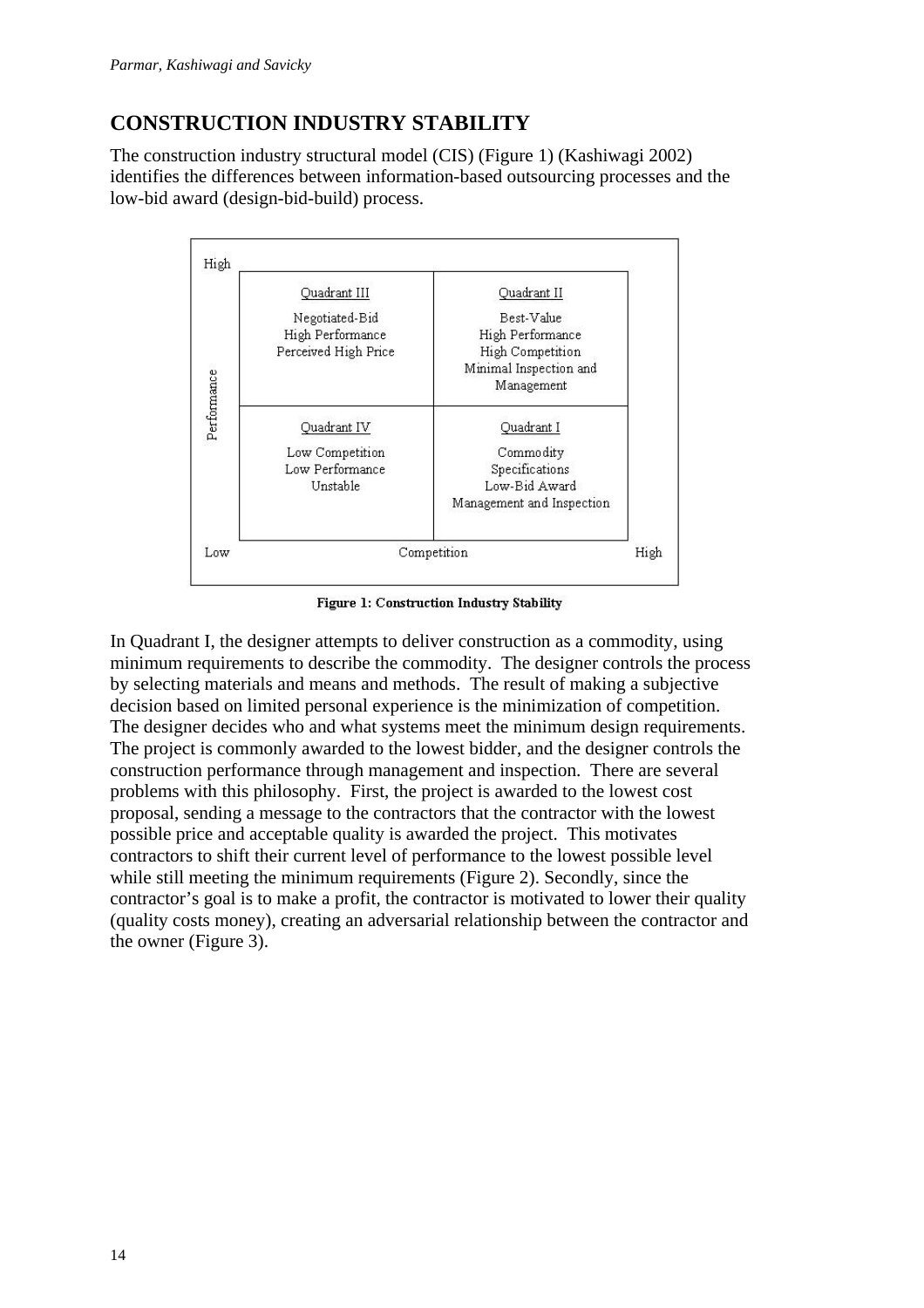## CONSTRUCTION INDUSTRY STABILITY

The construction industry structural model (CIS) (Figure 1) (Kashiwagi 2002) identifies the differences between information-based outsourcing processes and the low-bid award (design-bid-build) process.

| Performance | Low Competition | High Competition |
|---|---|---|
| High | Quadrant III<br>Negotiated-Bid<br>High Performance<br>Perceived High Price | Quadrant II<br>Best-Value<br>High Performance<br>High Competition<br>Minimal Inspection and Management |
| Low | Quadrant IV<br>Low Competition<br>Low Performance<br>Unstable | Quadrant I<br>Commodity<br>Specifications<br>Low-Bid Award<br>Management and Inspection |

**Figure 1: Construction Industry Stability**

In Quadrant I, the designer attempts to deliver construction as a commodity, using minimum requirements to describe the commodity. The designer controls the process by selecting materials and means and methods. The result of making a subjective decision based on limited personal experience is the minimization of competition. The designer decides who and what systems meet the minimum design requirements. The project is commonly awarded to the lowest bidder, and the designer controls the construction performance through management and inspection. There are several problems with this philosophy. First, the project is awarded to the lowest cost proposal, sending a message to the contractors that the contractor with the lowest possible price and acceptable quality is awarded the project. This motivates contractors to shift their current level of performance to the lowest possible level while still meeting the minimum requirements (Figure 2). Secondly, since the contractor's goal is to make a profit, the contractor is motivated to lower their quality (quality costs money), creating an adversarial relationship between the contractor and the owner (Figure 3).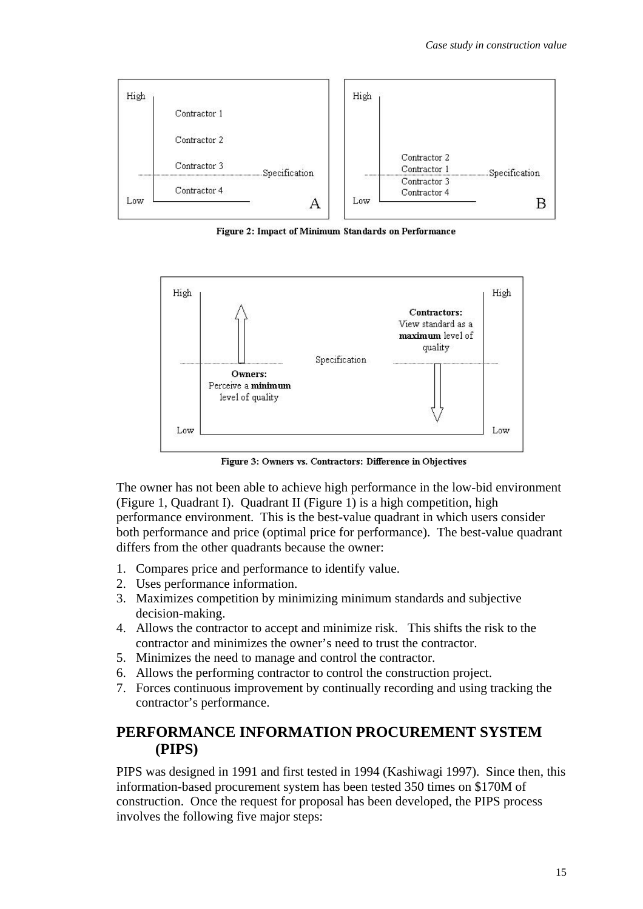Figure 2: Impact of Minimum Standards on Performance

Figure 3: Owners vs. Contractors: Difference in Objectives

The owner has not been able to achieve high performance in the low-bid environment (Figure 1, Quadrant I). Quadrant II (Figure 1) is a high competition, high performance environment. This is the best-value quadrant in which users consider both performance and price (optimal price for performance). The best-value quadrant differs from the other quadrants because the owner:

1. Compares price and performance to identify value.
2. Uses performance information.
3. Maximizes competition by minimizing minimum standards and subjective decision-making.
4. Allows the contractor to accept and minimize risk. This shifts the risk to the contractor and minimizes the owner's need to trust the contractor.
5. Minimizes the need to manage and control the contractor.
6. Allows the performing contractor to control the construction project.
7. Forces continuous improvement by continually recording and using tracking the contractor's performance.

## PERFORMANCE INFORMATION PROCUREMENT SYSTEM (PIPS)

PIPS was designed in 1991 and first tested in 1994 (Kashiwagi 1997). Since then, this information-based procurement system has been tested 350 times on $170M of construction. Once the request for proposal has been developed, the PIPS process involves the following five major steps: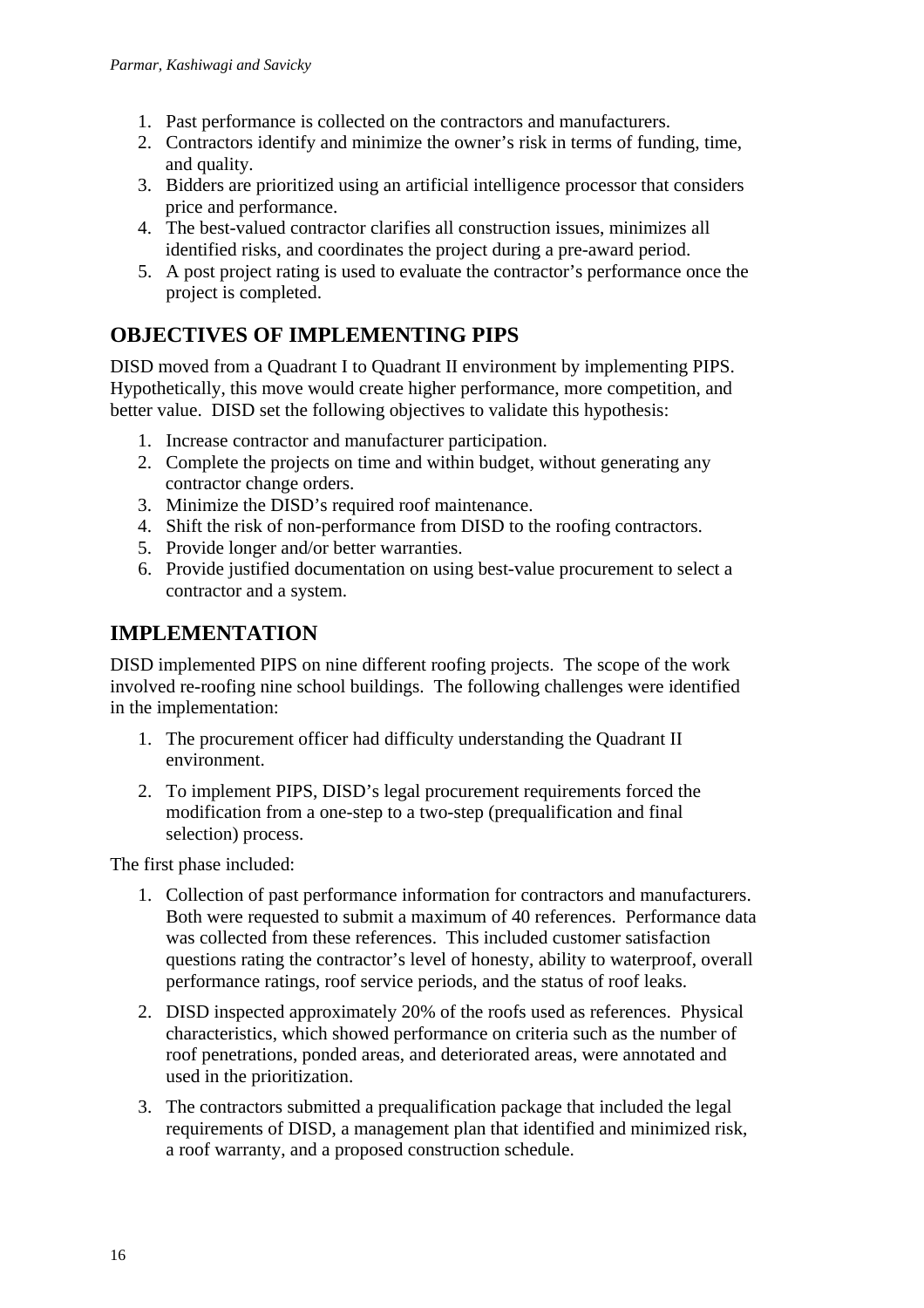1. Past performance is collected on the contractors and manufacturers.
2. Contractors identify and minimize the owner's risk in terms of funding, time, and quality.
3. Bidders are prioritized using an artificial intelligence processor that considers price and performance.
4. The best-valued contractor clarifies all construction issues, minimizes all identified risks, and coordinates the project during a pre-award period.
5. A post project rating is used to evaluate the contractor's performance once the project is completed.

## OBJECTIVES OF IMPLEMENTING PIPS

DISD moved from a Quadrant I to Quadrant II environment by implementing PIPS. Hypothetically, this move would create higher performance, more competition, and better value. DISD set the following objectives to validate this hypothesis:

1. Increase contractor and manufacturer participation.
2. Complete the projects on time and within budget, without generating any contractor change orders.
3. Minimize the DISD's required roof maintenance.
4. Shift the risk of non-performance from DISD to the roofing contractors.
5. Provide longer and/or better warranties.
6. Provide justified documentation on using best-value procurement to select a contractor and a system.

## IMPLEMENTATION

DISD implemented PIPS on nine different roofing projects. The scope of the work involved re-roofing nine school buildings. The following challenges were identified in the implementation:

1. The procurement officer had difficulty understanding the Quadrant II environment.
2. To implement PIPS, DISD's legal procurement requirements forced the modification from a one-step to a two-step (prequalification and final selection) process.

The first phase included:

1. Collection of past performance information for contractors and manufacturers. Both were requested to submit a maximum of 40 references. Performance data was collected from these references. This included customer satisfaction questions rating the contractor's level of honesty, ability to waterproof, overall performance ratings, roof service periods, and the status of roof leaks.
2. DISD inspected approximately 20% of the roofs used as references. Physical characteristics, which showed performance on criteria such as the number of roof penetrations, ponded areas, and deteriorated areas, were annotated and used in the prioritization.
3. The contractors submitted a prequalification package that included the legal requirements of DISD, a management plan that identified and minimized risk, a roof warranty, and a proposed construction schedule.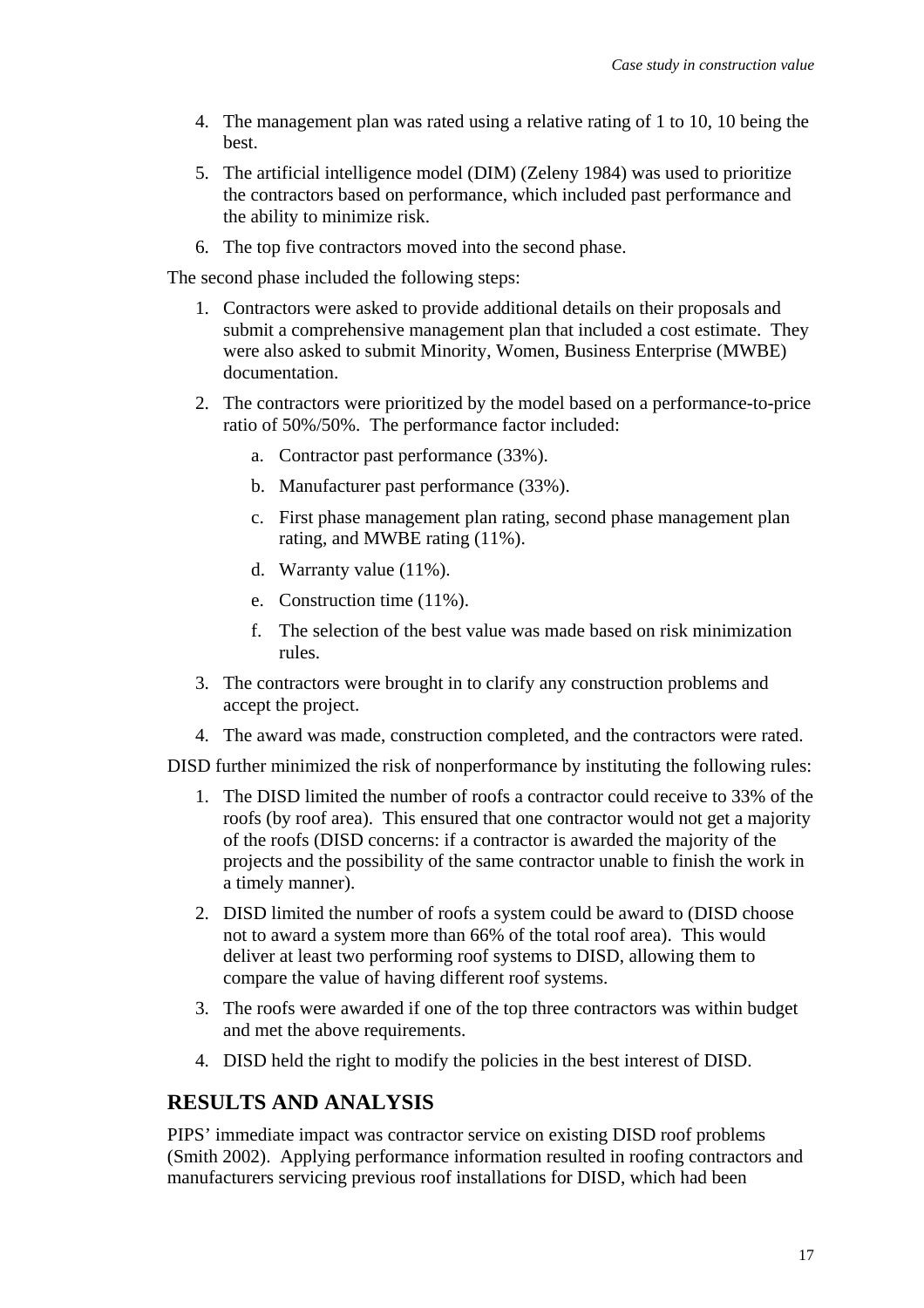4. The management plan was rated using a relative rating of 1 to 10, 10 being the best.
5. The artificial intelligence model (DIM) (Zeleny 1984) was used to prioritize the contractors based on performance, which included past performance and the ability to minimize risk.
6. The top five contractors moved into the second phase.

The second phase included the following steps:

1. Contractors were asked to provide additional details on their proposals and submit a comprehensive management plan that included a cost estimate. They were also asked to submit Minority, Women, Business Enterprise (MWBE) documentation.
2. The contractors were prioritized by the model based on a performance-to-price ratio of 50%/50%. The performance factor included:
   a. Contractor past performance (33%).
   b. Manufacturer past performance (33%).
   c. First phase management plan rating, second phase management plan rating, and MWBE rating (11%).
   d. Warranty value (11%).
   e. Construction time (11%).
   f. The selection of the best value was made based on risk minimization rules.
3. The contractors were brought in to clarify any construction problems and accept the project.
4. The award was made, construction completed, and the contractors were rated.

DISD further minimized the risk of nonperformance by instituting the following rules:

1. The DISD limited the number of roofs a contractor could receive to 33% of the roofs (by roof area). This ensured that one contractor would not get a majority of the roofs (DISD concerns: if a contractor is awarded the majority of the projects and the possibility of the same contractor unable to finish the work in a timely manner).
2. DISD limited the number of roofs a system could be award to (DISD choose not to award a system more than 66% of the total roof area). This would deliver at least two performing roof systems to DISD, allowing them to compare the value of having different roof systems.
3. The roofs were awarded if one of the top three contractors was within budget and met the above requirements.
4. DISD held the right to modify the policies in the best interest of DISD.

## RESULTS AND ANALYSIS

PIPS' immediate impact was contractor service on existing DISD roof problems (Smith 2002). Applying performance information resulted in roofing contractors and manufacturers servicing previous roof installations for DISD, which had been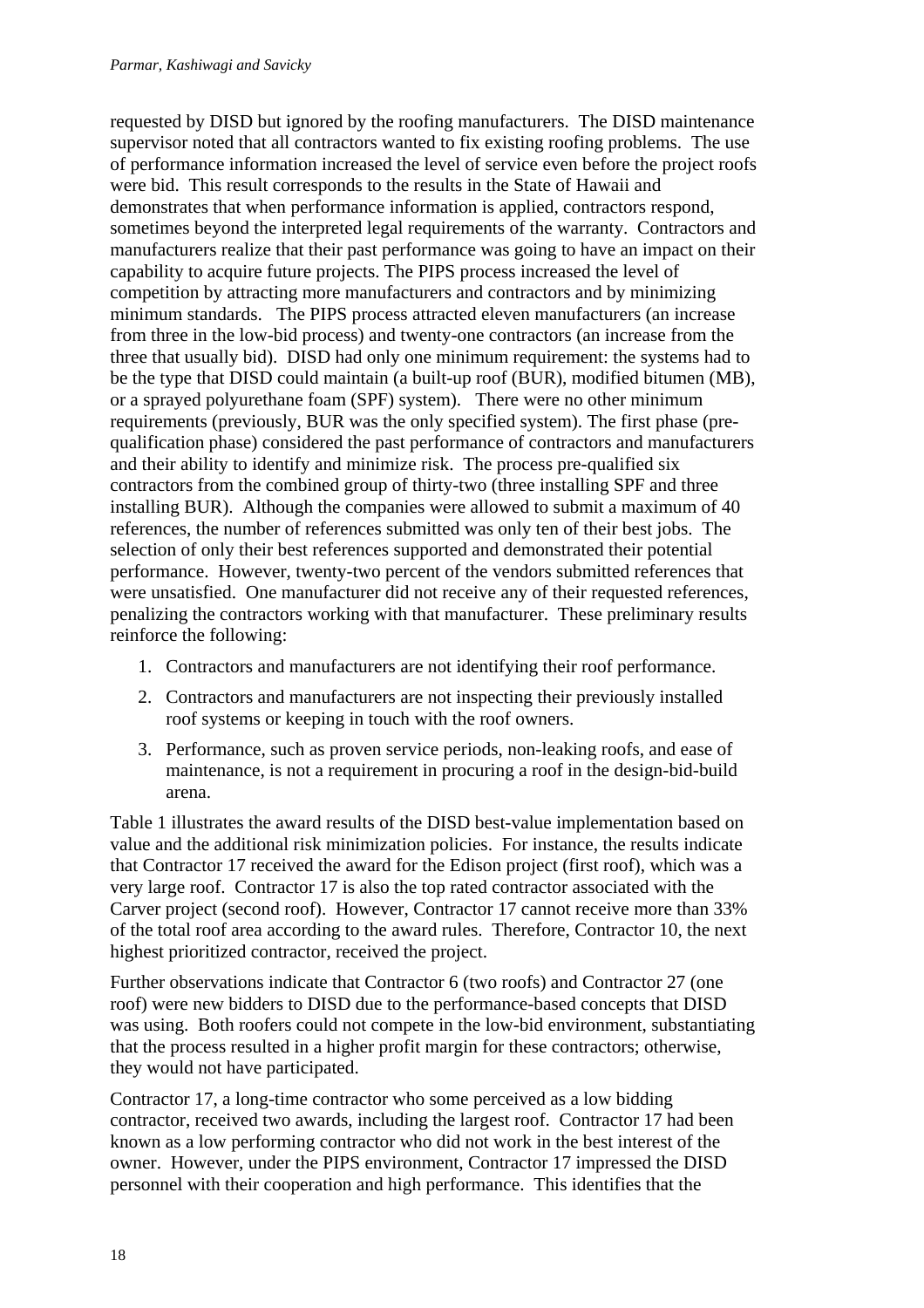requested by DISD but ignored by the roofing manufacturers. The DISD maintenance supervisor noted that all contractors wanted to fix existing roofing problems. The use of performance information increased the level of service even before the project roofs were bid. This result corresponds to the results in the State of Hawaii and demonstrates that when performance information is applied, contractors respond, sometimes beyond the interpreted legal requirements of the warranty. Contractors and manufacturers realize that their past performance was going to have an impact on their capability to acquire future projects. The PIPS process increased the level of competition by attracting more manufacturers and contractors and by minimizing minimum standards. The PIPS process attracted eleven manufacturers (an increase from three in the low-bid process) and twenty-one contractors (an increase from the three that usually bid). DISD had only one minimum requirement: the systems had to be the type that DISD could maintain (a built-up roof (BUR), modified bitumen (MB), or a sprayed polyurethane foam (SPF) system). There were no other minimum requirements (previously, BUR was the only specified system). The first phase (pre-qualification phase) considered the past performance of contractors and manufacturers and their ability to identify and minimize risk. The process pre-qualified six contractors from the combined group of thirty-two (three installing SPF and three installing BUR). Although the companies were allowed to submit a maximum of 40 references, the number of references submitted was only ten of their best jobs. The selection of only their best references supported and demonstrated their potential performance. However, twenty-two percent of the vendors submitted references that were unsatisfied. One manufacturer did not receive any of their requested references, penalizing the contractors working with that manufacturer. These preliminary results reinforce the following:

1. Contractors and manufacturers are not identifying their roof performance.
2. Contractors and manufacturers are not inspecting their previously installed roof systems or keeping in touch with the roof owners.
3. Performance, such as proven service periods, non-leaking roofs, and ease of maintenance, is not a requirement in procuring a roof in the design-bid-build arena.

Table 1 illustrates the award results of the DISD best-value implementation based on value and the additional risk minimization policies. For instance, the results indicate that Contractor 17 received the award for the Edison project (first roof), which was a very large roof. Contractor 17 is also the top rated contractor associated with the Carver project (second roof). However, Contractor 17 cannot receive more than 33% of the total roof area according to the award rules. Therefore, Contractor 10, the next highest prioritized contractor, received the project.

Further observations indicate that Contractor 6 (two roofs) and Contractor 27 (one roof) were new bidders to DISD due to the performance-based concepts that DISD was using. Both roofers could not compete in the low-bid environment, substantiating that the process resulted in a higher profit margin for these contractors; otherwise, they would not have participated.

Contractor 17, a long-time contractor who some perceived as a low bidding contractor, received two awards, including the largest roof. Contractor 17 had been known as a low performing contractor who did not work in the best interest of the owner. However, under the PIPS environment, Contractor 17 impressed the DISD personnel with their cooperation and high performance. This identifies that the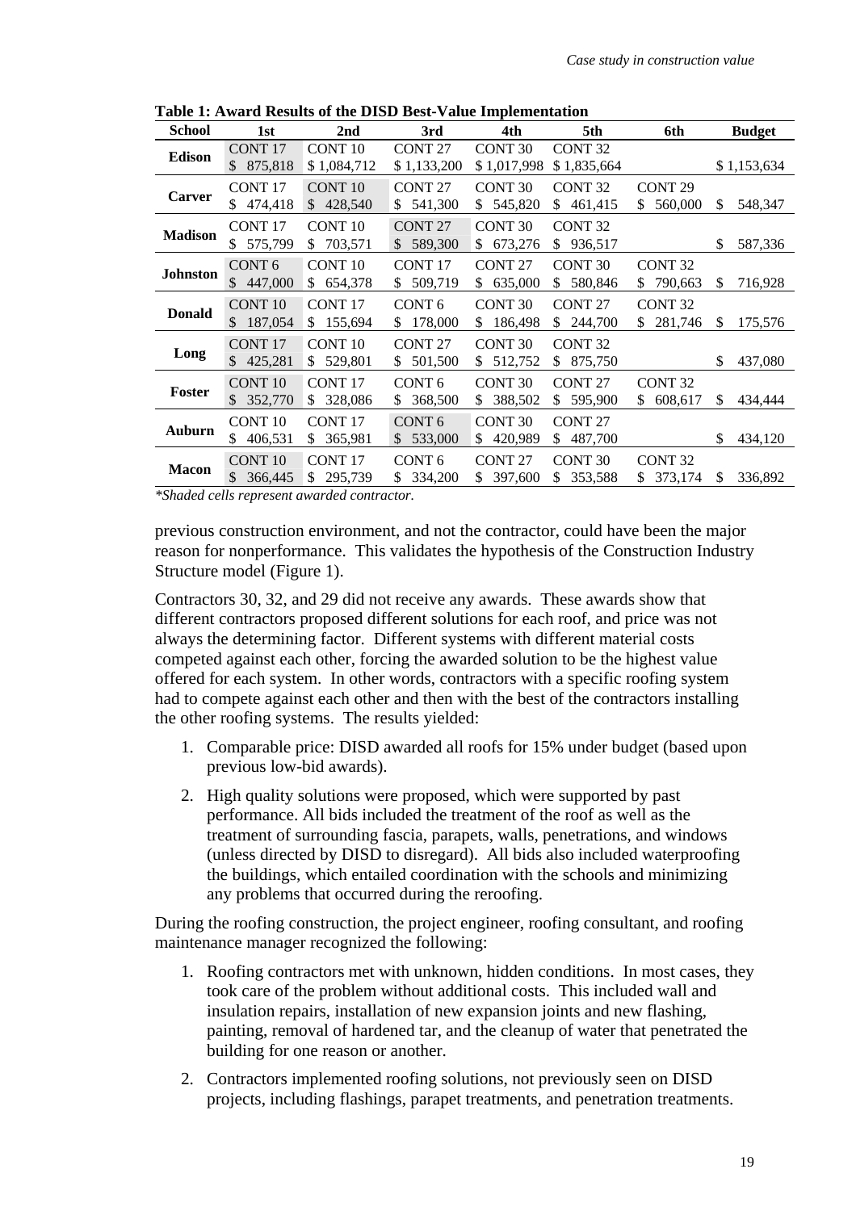**Table 1: Award Results of the DISD Best-Value Implementation**

| School | 1st | 2nd | 3rd | 4th | 5th | 6th | Budget |
|---|---|---|---|---|---|---|---|
| **Edison** | CONT 17<br>$ 875,818 | CONT 10<br>$ 1,084,712 | CONT 27<br>$ 1,133,200 | CONT 30<br>$ 1,017,998 | CONT 32<br>$ 1,835,664 | | $ 1,153,634 |
| **Carver** | CONT 17<br>$ 474,418 | CONT 10<br>$ 428,540 | CONT 27<br>$ 541,300 | CONT 30<br>$ 545,820 | CONT 32<br>$ 461,415 | CONT 29<br>$ 560,000 | $ 548,347 |
| **Madison** | CONT 17<br>$ 575,799 | CONT 10<br>$ 703,571 | CONT 27<br>$ 589,300 | CONT 30<br>$ 673,276 | CONT 32<br>$ 936,517 | | $ 587,336 |
| **Johnston** | CONT 6<br>$ 447,000 | CONT 10<br>$ 654,378 | CONT 17<br>$ 509,719 | CONT 27<br>$ 635,000 | CONT 30<br>$ 580,846 | CONT 32<br>$ 790,663 | $ 716,928 |
| **Donald** | CONT 10<br>$ 187,054 | CONT 17<br>$ 155,694 | CONT 6<br>$ 178,000 | CONT 30<br>$ 186,498 | CONT 27<br>$ 244,700 | CONT 32<br>$ 281,746 | $ 175,576 |
| **Long** | CONT 17<br>$ 425,281 | CONT 10<br>$ 529,801 | CONT 27<br>$ 501,500 | CONT 30<br>$ 512,752 | CONT 32<br>$ 875,750 | | $ 437,080 |
| **Foster** | CONT 10<br>$ 352,770 | CONT 17<br>$ 328,086 | CONT 6<br>$ 368,500 | CONT 30<br>$ 388,502 | CONT 27<br>$ 595,900 | CONT 32<br>$ 608,617 | $ 434,444 |
| **Auburn** | CONT 10<br>$ 406,531 | CONT 17<br>$ 365,981 | CONT 6<br>$ 533,000 | CONT 30<br>$ 420,989 | CONT 27<br>$ 487,700 | | $ 434,120 |
| **Macon** | CONT 10<br>$ 366,445 | CONT 17<br>$ 295,739 | CONT 6<br>$ 334,200 | CONT 27<br>$ 397,600 | CONT 30<br>$ 353,588 | CONT 32<br>$ 373,174 | $ 336,892 |

*\*Shaded cells represent awarded contractor.*

previous construction environment, and not the contractor, could have been the major reason for nonperformance. This validates the hypothesis of the Construction Industry Structure model (Figure 1).

Contractors 30, 32, and 29 did not receive any awards. These awards show that different contractors proposed different solutions for each roof, and price was not always the determining factor. Different systems with different material costs competed against each other, forcing the awarded solution to be the highest value offered for each system. In other words, contractors with a specific roofing system had to compete against each other and then with the best of the contractors installing the other roofing systems. The results yielded:

1. Comparable price: DISD awarded all roofs for 15% under budget (based upon previous low-bid awards).
2. High quality solutions were proposed, which were supported by past performance. All bids included the treatment of the roof as well as the treatment of surrounding fascia, parapets, walls, penetrations, and windows (unless directed by DISD to disregard). All bids also included waterproofing the buildings, which entailed coordination with the schools and minimizing any problems that occurred during the reroofing.

During the roofing construction, the project engineer, roofing consultant, and roofing maintenance manager recognized the following:

1. Roofing contractors met with unknown, hidden conditions. In most cases, they took care of the problem without additional costs. This included wall and insulation repairs, installation of new expansion joints and new flashing, painting, removal of hardened tar, and the cleanup of water that penetrated the building for one reason or another.
2. Contractors implemented roofing solutions, not previously seen on DISD projects, including flashings, parapet treatments, and penetration treatments.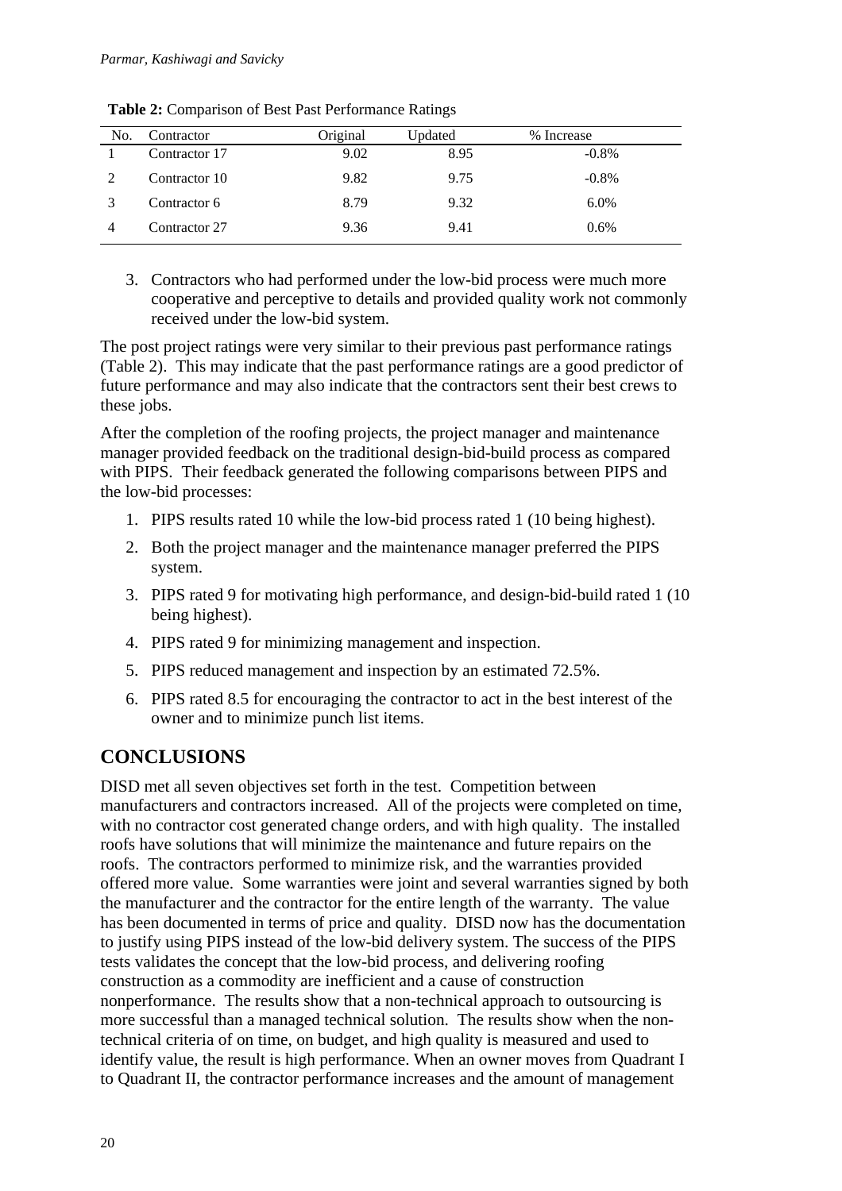**Table 2:** Comparison of Best Past Performance Ratings

| No. | Contractor | Original | Updated | % Increase |
|---|---|---|---|---|
| 1 | Contractor 17 | 9.02 | 8.95 | -0.8% |
| 2 | Contractor 10 | 9.82 | 9.75 | -0.8% |
| 3 | Contractor 6 | 8.79 | 9.32 | 6.0% |
| 4 | Contractor 27 | 9.36 | 9.41 | 0.6% |

3. Contractors who had performed under the low-bid process were much more cooperative and perceptive to details and provided quality work not commonly received under the low-bid system.

The post project ratings were very similar to their previous past performance ratings (Table 2). This may indicate that the past performance ratings are a good predictor of future performance and may also indicate that the contractors sent their best crews to these jobs.

After the completion of the roofing projects, the project manager and maintenance manager provided feedback on the traditional design-bid-build process as compared with PIPS. Their feedback generated the following comparisons between PIPS and the low-bid processes:

1. PIPS results rated 10 while the low-bid process rated 1 (10 being highest).
2. Both the project manager and the maintenance manager preferred the PIPS system.
3. PIPS rated 9 for motivating high performance, and design-bid-build rated 1 (10 being highest).
4. PIPS rated 9 for minimizing management and inspection.
5. PIPS reduced management and inspection by an estimated 72.5%.
6. PIPS rated 8.5 for encouraging the contractor to act in the best interest of the owner and to minimize punch list items.

## CONCLUSIONS

DISD met all seven objectives set forth in the test. Competition between manufacturers and contractors increased. All of the projects were completed on time, with no contractor cost generated change orders, and with high quality. The installed roofs have solutions that will minimize the maintenance and future repairs on the roofs. The contractors performed to minimize risk, and the warranties provided offered more value. Some warranties were joint and several warranties signed by both the manufacturer and the contractor for the entire length of the warranty. The value has been documented in terms of price and quality. DISD now has the documentation to justify using PIPS instead of the low-bid delivery system. The success of the PIPS tests validates the concept that the low-bid process, and delivering roofing construction as a commodity are inefficient and a cause of construction nonperformance. The results show that a non-technical approach to outsourcing is more successful than a managed technical solution. The results show when the non-technical criteria of on time, on budget, and high quality is measured and used to identify value, the result is high performance. When an owner moves from Quadrant I to Quadrant II, the contractor performance increases and the amount of management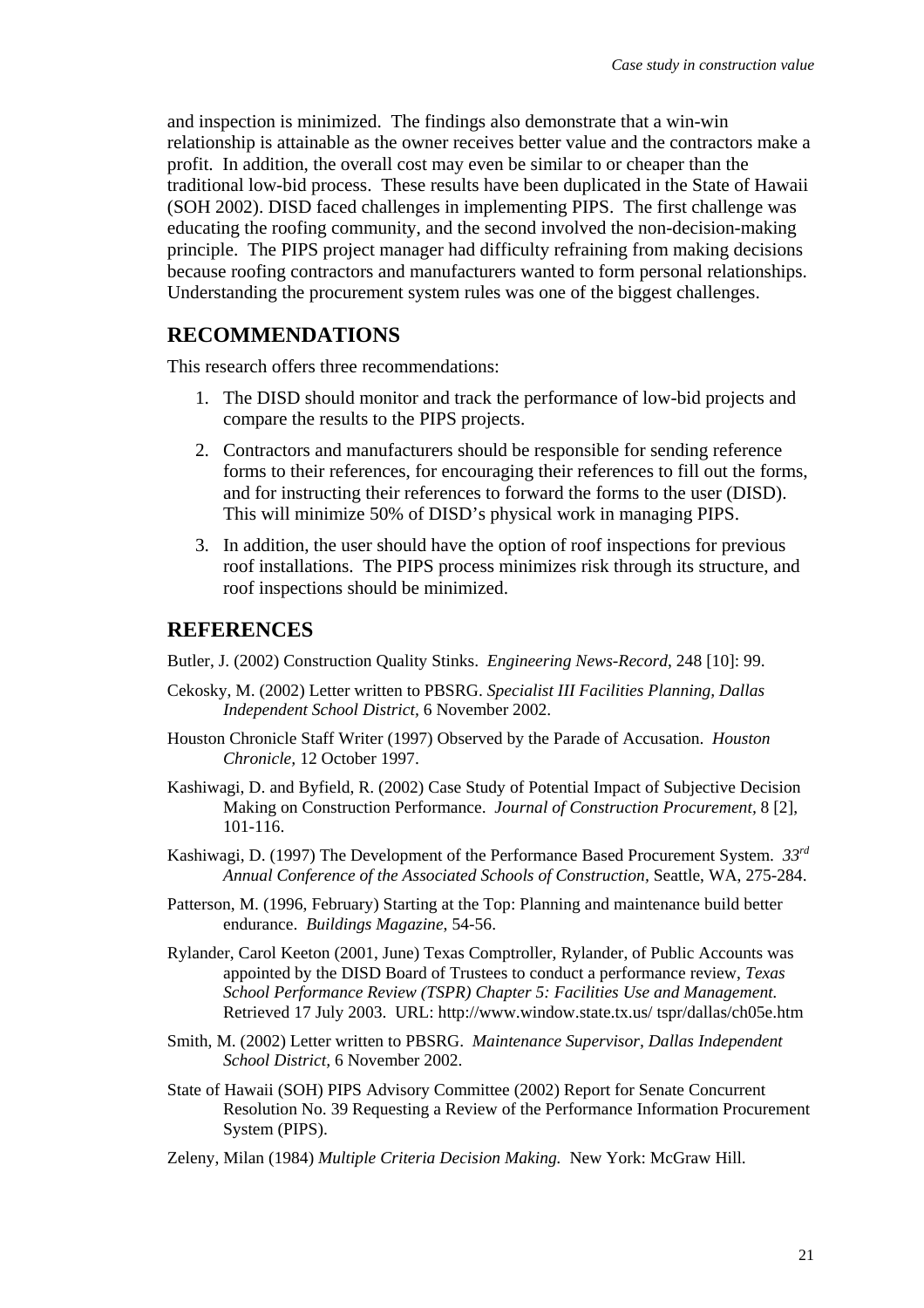and inspection is minimized. The findings also demonstrate that a win-win relationship is attainable as the owner receives better value and the contractors make a profit. In addition, the overall cost may even be similar to or cheaper than the traditional low-bid process. These results have been duplicated in the State of Hawaii (SOH 2002). DISD faced challenges in implementing PIPS. The first challenge was educating the roofing community, and the second involved the non-decision-making principle. The PIPS project manager had difficulty refraining from making decisions because roofing contractors and manufacturers wanted to form personal relationships. Understanding the procurement system rules was one of the biggest challenges.

## RECOMMENDATIONS

This research offers three recommendations:

1. The DISD should monitor and track the performance of low-bid projects and compare the results to the PIPS projects.
2. Contractors and manufacturers should be responsible for sending reference forms to their references, for encouraging their references to fill out the forms, and for instructing their references to forward the forms to the user (DISD). This will minimize 50% of DISD's physical work in managing PIPS.
3. In addition, the user should have the option of roof inspections for previous roof installations. The PIPS process minimizes risk through its structure, and roof inspections should be minimized.

## REFERENCES

Butler, J. (2002) Construction Quality Stinks. *Engineering News-Record*, 248 [10]: 99.

Cekosky, M. (2002) Letter written to PBSRG. *Specialist III Facilities Planning, Dallas Independent School District*, 6 November 2002.

Houston Chronicle Staff Writer (1997) Observed by the Parade of Accusation. *Houston Chronicle*, 12 October 1997.

Kashiwagi, D. and Byfield, R. (2002) Case Study of Potential Impact of Subjective Decision Making on Construction Performance. *Journal of Construction Procurement*, 8 [2], 101-116.

Kashiwagi, D. (1997) The Development of the Performance Based Procurement System. *33rd Annual Conference of the Associated Schools of Construction*, Seattle, WA, 275-284.

Patterson, M. (1996, February) Starting at the Top: Planning and maintenance build better endurance. *Buildings Magazine*, 54-56.

Rylander, Carol Keeton (2001, June) Texas Comptroller, Rylander, of Public Accounts was appointed by the DISD Board of Trustees to conduct a performance review, *Texas School Performance Review (TSPR) Chapter 5: Facilities Use and Management.* Retrieved 17 July 2003. URL: http://www.window.state.tx.us/ tspr/dallas/ch05e.htm

Smith, M. (2002) Letter written to PBSRG. *Maintenance Supervisor, Dallas Independent School District*, 6 November 2002.

State of Hawaii (SOH) PIPS Advisory Committee (2002) Report for Senate Concurrent Resolution No. 39 Requesting a Review of the Performance Information Procurement System (PIPS).

Zeleny, Milan (1984) *Multiple Criteria Decision Making.* New York: McGraw Hill.